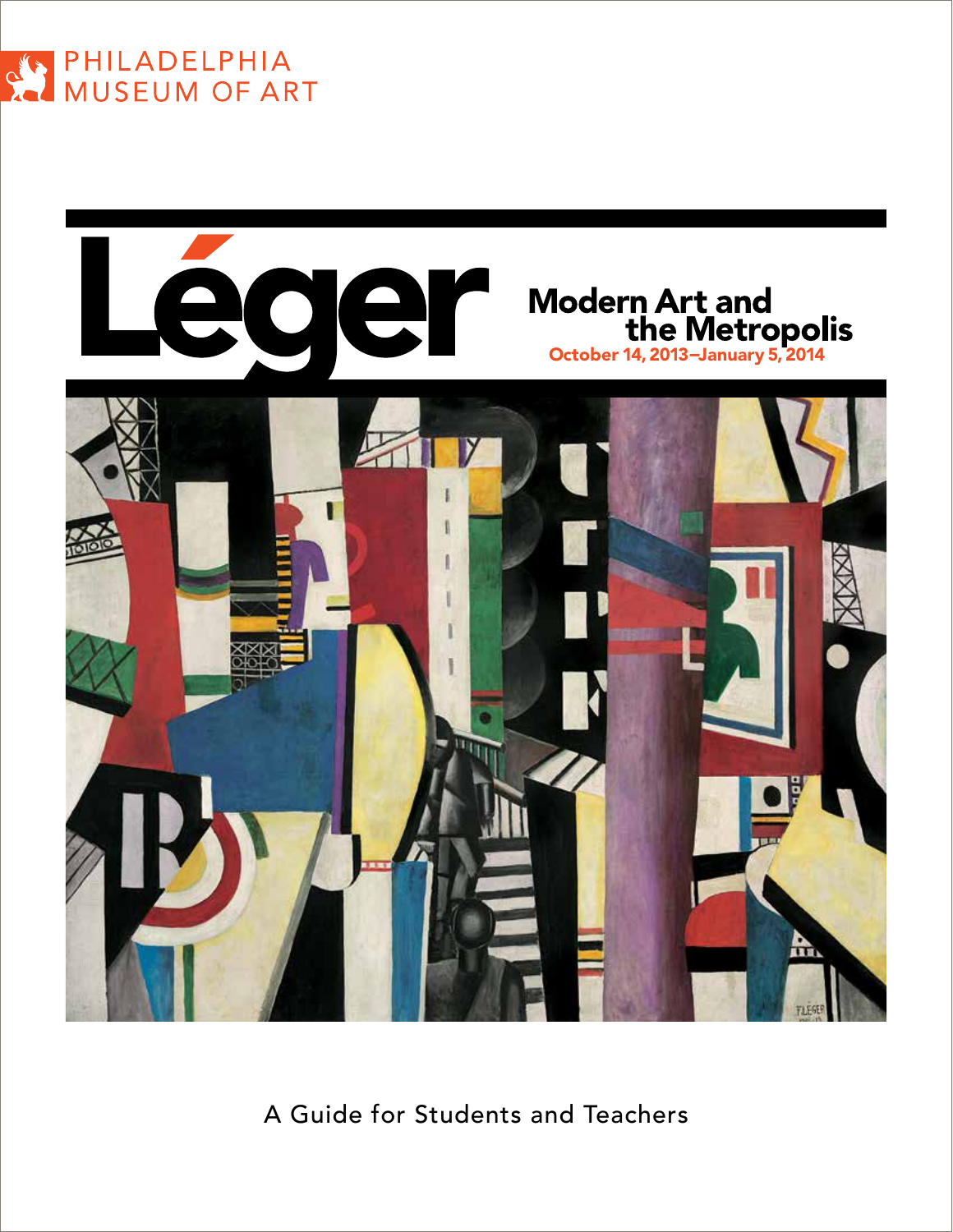PHILADELPHIA MUSEUM OF ART

# Léger

## Modern Art and the Metropolis

**October 14, 2013–January 5, 2014**

A Guide for Students and Teachers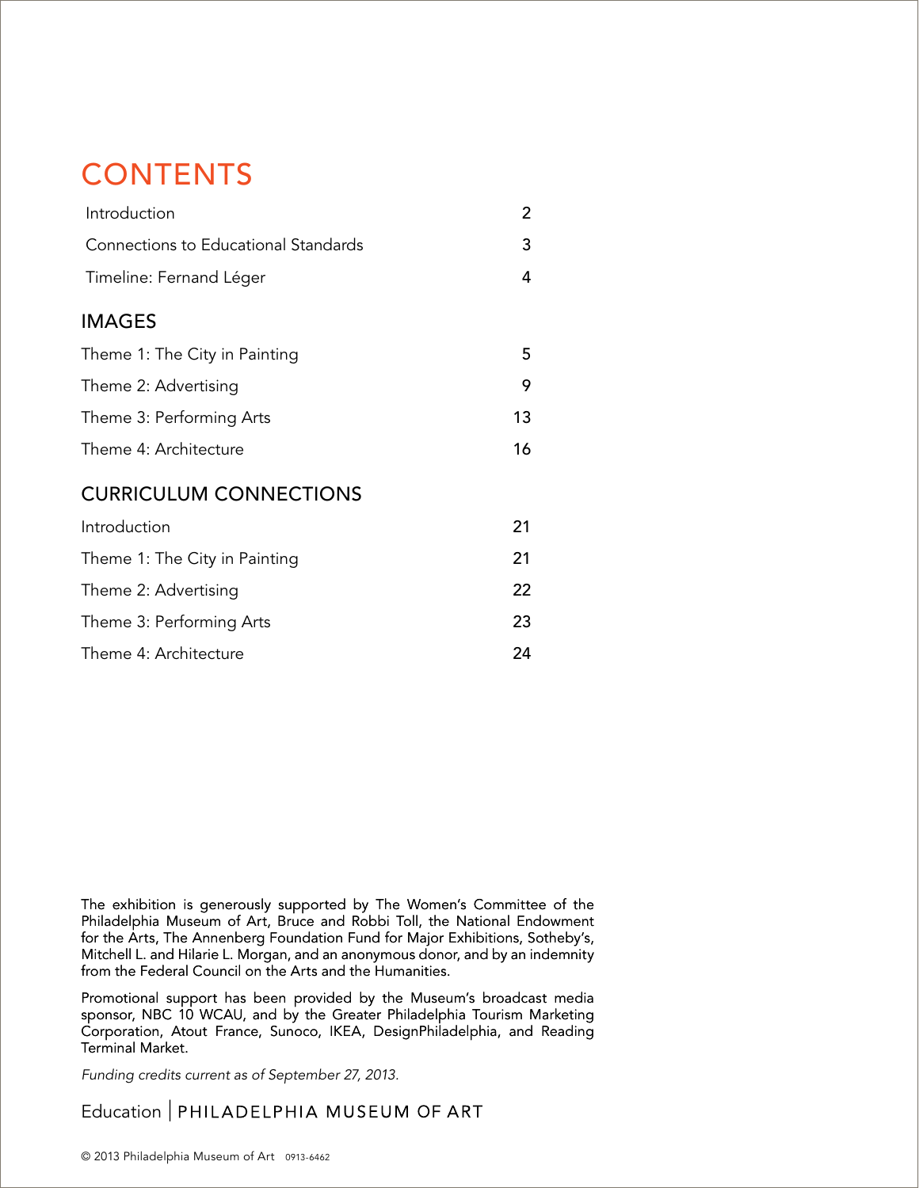# CONTENTS

| | |
|---|---|
| Introduction | 2 |
| Connections to Educational Standards | 3 |
| Timeline: Fernand Léger | 4 |

## IMAGES

| | |
|---|---|
| Theme 1: The City in Painting | 5 |
| Theme 2: Advertising | 9 |
| Theme 3: Performing Arts | 13 |
| Theme 4: Architecture | 16 |

## CURRICULUM CONNECTIONS

| | |
|---|---|
| Introduction | 21 |
| Theme 1: The City in Painting | 21 |
| Theme 2: Advertising | 22 |
| Theme 3: Performing Arts | 23 |
| Theme 4: Architecture | 24 |

The exhibition is generously supported by The Women's Committee of the Philadelphia Museum of Art, Bruce and Robbi Toll, the National Endowment for the Arts, The Annenberg Foundation Fund for Major Exhibitions, Sotheby's, Mitchell L. and Hilarie L. Morgan, and an anonymous donor, and by an indemnity from the Federal Council on the Arts and the Humanities.

Promotional support has been provided by the Museum's broadcast media sponsor, NBC 10 WCAU, and by the Greater Philadelphia Tourism Marketing Corporation, Atout France, Sunoco, IKEA, DesignPhiladelphia, and Reading Terminal Market.

*Funding credits current as of September 27, 2013.*

Education | PHILADELPHIA MUSEUM OF ART

© 2013 Philadelphia Museum of Art 0913-6462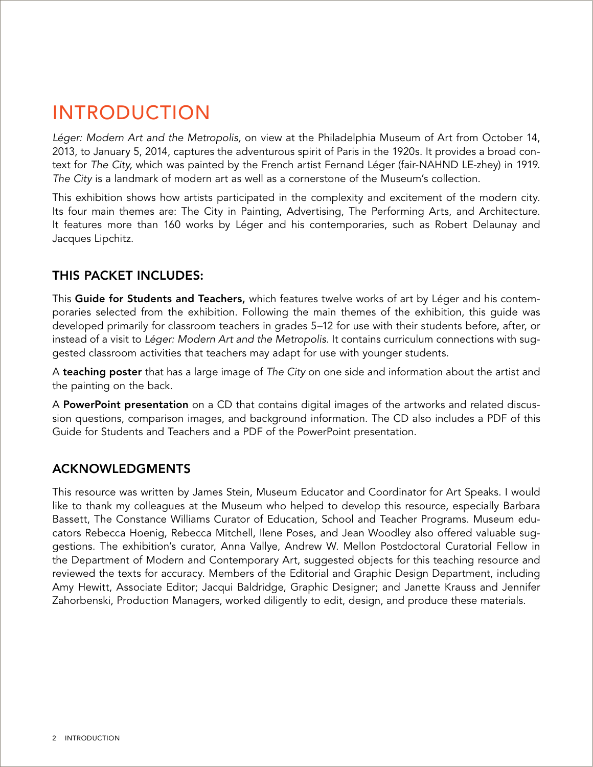# INTRODUCTION

*Léger: Modern Art and the Metropolis,* on view at the Philadelphia Museum of Art from October 14, 2013, to January 5, 2014, captures the adventurous spirit of Paris in the 1920s. It provides a broad context for *The City,* which was painted by the French artist Fernand Léger (fair-NAHND LE-zhey) in 1919. *The City* is a landmark of modern art as well as a cornerstone of the Museum's collection.

This exhibition shows how artists participated in the complexity and excitement of the modern city. Its four main themes are: The City in Painting, Advertising, The Performing Arts, and Architecture. It features more than 160 works by Léger and his contemporaries, such as Robert Delaunay and Jacques Lipchitz.

## THIS PACKET INCLUDES:

This **Guide for Students and Teachers,** which features twelve works of art by Léger and his contemporaries selected from the exhibition. Following the main themes of the exhibition, this guide was developed primarily for classroom teachers in grades 5–12 for use with their students before, after, or instead of a visit to *Léger: Modern Art and the Metropolis.* It contains curriculum connections with suggested classroom activities that teachers may adapt for use with younger students.

A **teaching poster** that has a large image of *The City* on one side and information about the artist and the painting on the back.

A **PowerPoint presentation** on a CD that contains digital images of the artworks and related discussion questions, comparison images, and background information. The CD also includes a PDF of this Guide for Students and Teachers and a PDF of the PowerPoint presentation.

## ACKNOWLEDGMENTS

This resource was written by James Stein, Museum Educator and Coordinator for Art Speaks. I would like to thank my colleagues at the Museum who helped to develop this resource, especially Barbara Bassett, The Constance Williams Curator of Education, School and Teacher Programs. Museum educators Rebecca Hoenig, Rebecca Mitchell, Ilene Poses, and Jean Woodley also offered valuable suggestions. The exhibition's curator, Anna Vallye, Andrew W. Mellon Postdoctoral Curatorial Fellow in the Department of Modern and Contemporary Art, suggested objects for this teaching resource and reviewed the texts for accuracy. Members of the Editorial and Graphic Design Department, including Amy Hewitt, Associate Editor; Jacqui Baldridge, Graphic Designer; and Janette Krauss and Jennifer Zahorbenski, Production Managers, worked diligently to edit, design, and produce these materials.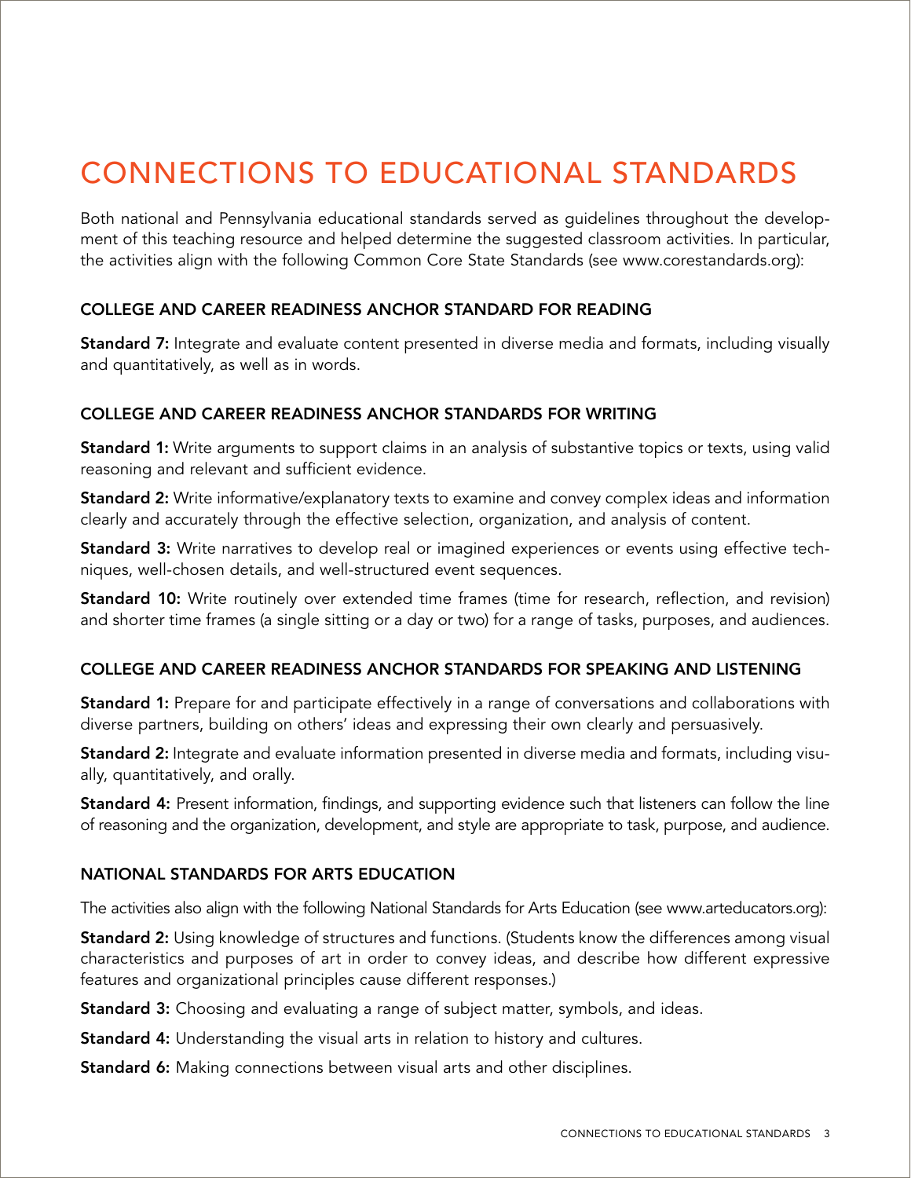# CONNECTIONS TO EDUCATIONAL STANDARDS

Both national and Pennsylvania educational standards served as guidelines throughout the development of this teaching resource and helped determine the suggested classroom activities. In particular, the activities align with the following Common Core State Standards (see www.corestandards.org):

### COLLEGE AND CAREER READINESS ANCHOR STANDARD FOR READING

**Standard 7:** Integrate and evaluate content presented in diverse media and formats, including visually and quantitatively, as well as in words.

### COLLEGE AND CAREER READINESS ANCHOR STANDARDS FOR WRITING

**Standard 1:** Write arguments to support claims in an analysis of substantive topics or texts, using valid reasoning and relevant and sufficient evidence.

**Standard 2:** Write informative/explanatory texts to examine and convey complex ideas and information clearly and accurately through the effective selection, organization, and analysis of content.

**Standard 3:** Write narratives to develop real or imagined experiences or events using effective techniques, well-chosen details, and well-structured event sequences.

**Standard 10:** Write routinely over extended time frames (time for research, reflection, and revision) and shorter time frames (a single sitting or a day or two) for a range of tasks, purposes, and audiences.

### COLLEGE AND CAREER READINESS ANCHOR STANDARDS FOR SPEAKING AND LISTENING

**Standard 1:** Prepare for and participate effectively in a range of conversations and collaborations with diverse partners, building on others' ideas and expressing their own clearly and persuasively.

**Standard 2:** Integrate and evaluate information presented in diverse media and formats, including visually, quantitatively, and orally.

**Standard 4:** Present information, findings, and supporting evidence such that listeners can follow the line of reasoning and the organization, development, and style are appropriate to task, purpose, and audience.

### NATIONAL STANDARDS FOR ARTS EDUCATION

The activities also align with the following National Standards for Arts Education (see www.arteducators.org):

**Standard 2:** Using knowledge of structures and functions. (Students know the differences among visual characteristics and purposes of art in order to convey ideas, and describe how different expressive features and organizational principles cause different responses.)

**Standard 3:** Choosing and evaluating a range of subject matter, symbols, and ideas.

**Standard 4:** Understanding the visual arts in relation to history and cultures.

**Standard 6:** Making connections between visual arts and other disciplines.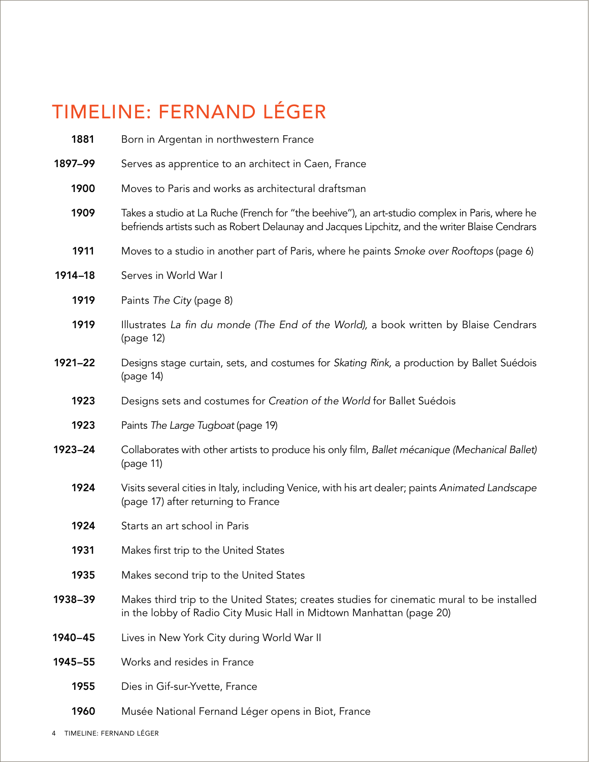# TIMELINE: FERNAND LÉGER

**1881** Born in Argentan in northwestern France

**1897–99** Serves as apprentice to an architect in Caen, France

**1900** Moves to Paris and works as architectural draftsman

**1909** Takes a studio at La Ruche (French for "the beehive"), an art-studio complex in Paris, where he befriends artists such as Robert Delaunay and Jacques Lipchitz, and the writer Blaise Cendrars

**1911** Moves to a studio in another part of Paris, where he paints *Smoke over Rooftops* (page 6)

**1914–18** Serves in World War I

**1919** Paints *The City* (page 8)

**1919** Illustrates *La fin du monde (The End of the World),* a book written by Blaise Cendrars (page 12)

**1921–22** Designs stage curtain, sets, and costumes for *Skating Rink,* a production by Ballet Suédois (page 14)

**1923** Designs sets and costumes for *Creation of the World* for Ballet Suédois

**1923** Paints *The Large Tugboat* (page 19)

**1923–24** Collaborates with other artists to produce his only film, *Ballet mécanique (Mechanical Ballet)* (page 11)

**1924** Visits several cities in Italy, including Venice, with his art dealer; paints *Animated Landscape* (page 17) after returning to France

**1924** Starts an art school in Paris

**1931** Makes first trip to the United States

**1935** Makes second trip to the United States

**1938–39** Makes third trip to the United States; creates studies for cinematic mural to be installed in the lobby of Radio City Music Hall in Midtown Manhattan (page 20)

**1940–45** Lives in New York City during World War II

**1945–55** Works and resides in France

**1955** Dies in Gif-sur-Yvette, France

**1960** Musée National Fernand Léger opens in Biot, France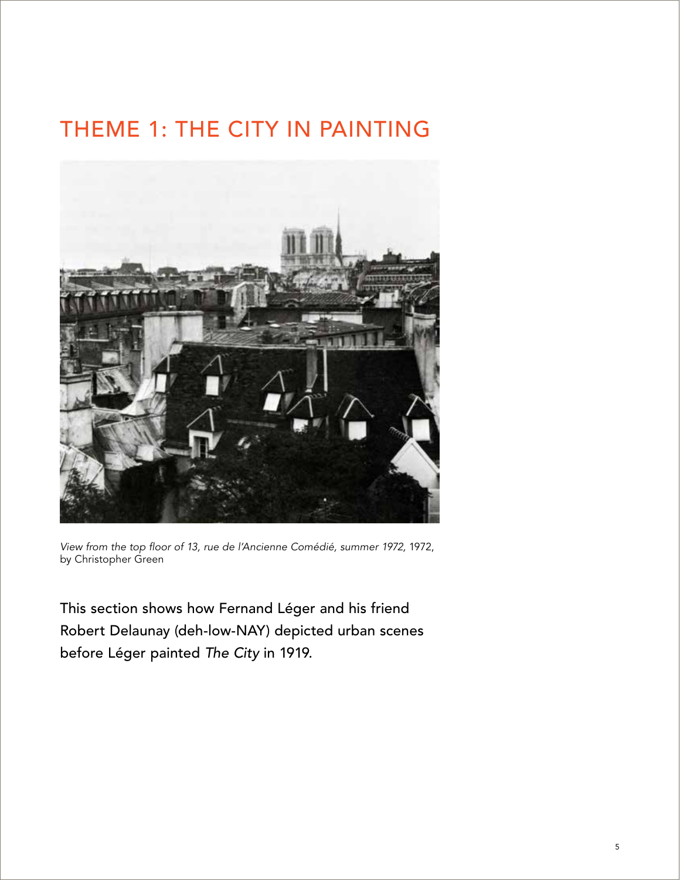# THEME 1: THE CITY IN PAINTING

*View from the top floor of 13, rue de l'Ancienne Comédié, summer 1972,* 1972, by Christopher Green

This section shows how Fernand Léger and his friend Robert Delaunay (deh-low-NAY) depicted urban scenes before Léger painted *The City* in 1919.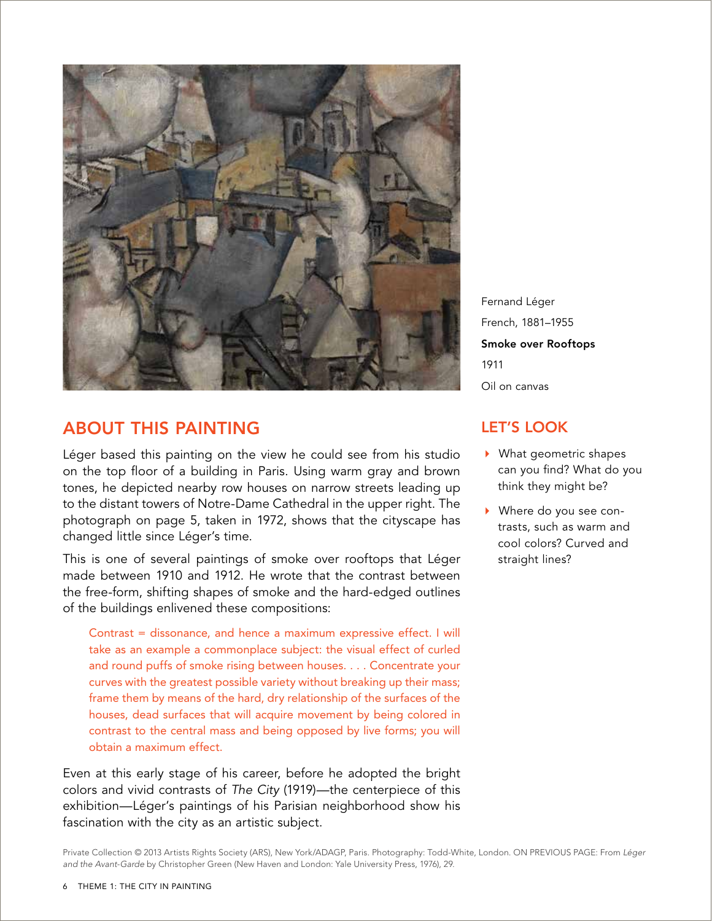Fernand Léger

French, 1881–1955

**Smoke over Rooftops**

1911

Oil on canvas

## ABOUT THIS PAINTING

Léger based this painting on the view he could see from his studio on the top floor of a building in Paris. Using warm gray and brown tones, he depicted nearby row houses on narrow streets leading up to the distant towers of Notre-Dame Cathedral in the upper right. The photograph on page 5, taken in 1972, shows that the cityscape has changed little since Léger's time.

This is one of several paintings of smoke over rooftops that Léger made between 1910 and 1912. He wrote that the contrast between the free-form, shifting shapes of smoke and the hard-edged outlines of the buildings enlivened these compositions:

> Contrast = dissonance, and hence a maximum expressive effect. I will take as an example a commonplace subject: the visual effect of curled and round puffs of smoke rising between houses. . . . Concentrate your curves with the greatest possible variety without breaking up their mass; frame them by means of the hard, dry relationship of the surfaces of the houses, dead surfaces that will acquire movement by being colored in contrast to the central mass and being opposed by live forms; you will obtain a maximum effect.

Even at this early stage of his career, before he adopted the bright colors and vivid contrasts of *The City* (1919)—the centerpiece of this exhibition—Léger's paintings of his Parisian neighborhood show his fascination with the city as an artistic subject.

## LET'S LOOK

- What geometric shapes can you find? What do you think they might be?
- Where do you see contrasts, such as warm and cool colors? Curved and straight lines?

Private Collection © 2013 Artists Rights Society (ARS), New York/ADAGP, Paris. Photography: Todd-White, London. ON PREVIOUS PAGE: From *Léger and the Avant-Garde* by Christopher Green (New Haven and London: Yale University Press, 1976), 29.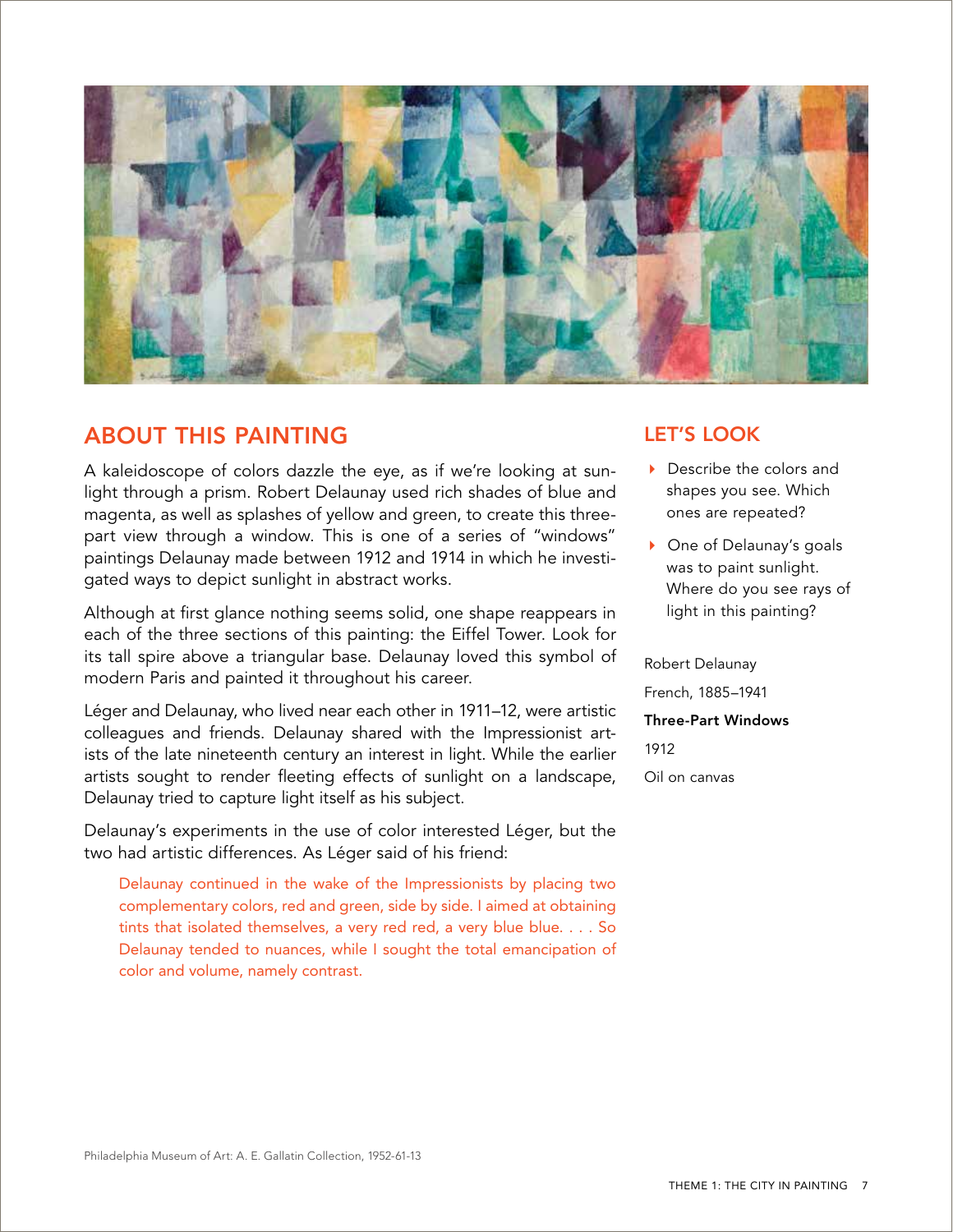## ABOUT THIS PAINTING

A kaleidoscope of colors dazzle the eye, as if we're looking at sunlight through a prism. Robert Delaunay used rich shades of blue and magenta, as well as splashes of yellow and green, to create this three-part view through a window. This is one of a series of "windows" paintings Delaunay made between 1912 and 1914 in which he investigated ways to depict sunlight in abstract works.

Although at first glance nothing seems solid, one shape reappears in each of the three sections of this painting: the Eiffel Tower. Look for its tall spire above a triangular base. Delaunay loved this symbol of modern Paris and painted it throughout his career.

Léger and Delaunay, who lived near each other in 1911–12, were artistic colleagues and friends. Delaunay shared with the Impressionist artists of the late nineteenth century an interest in light. While the earlier artists sought to render fleeting effects of sunlight on a landscape, Delaunay tried to capture light itself as his subject.

Delaunay's experiments in the use of color interested Léger, but the two had artistic differences. As Léger said of his friend:

> Delaunay continued in the wake of the Impressionists by placing two complementary colors, red and green, side by side. I aimed at obtaining tints that isolated themselves, a very red red, a very blue blue. . . . So Delaunay tended to nuances, while I sought the total emancipation of color and volume, namely contrast.

## LET'S LOOK

- Describe the colors and shapes you see. Which ones are repeated?
- One of Delaunay's goals was to paint sunlight. Where do you see rays of light in this painting?

Robert Delaunay

French, 1885–1941

**Three-Part Windows**

1912

Oil on canvas

Philadelphia Museum of Art: A. E. Gallatin Collection, 1952-61-13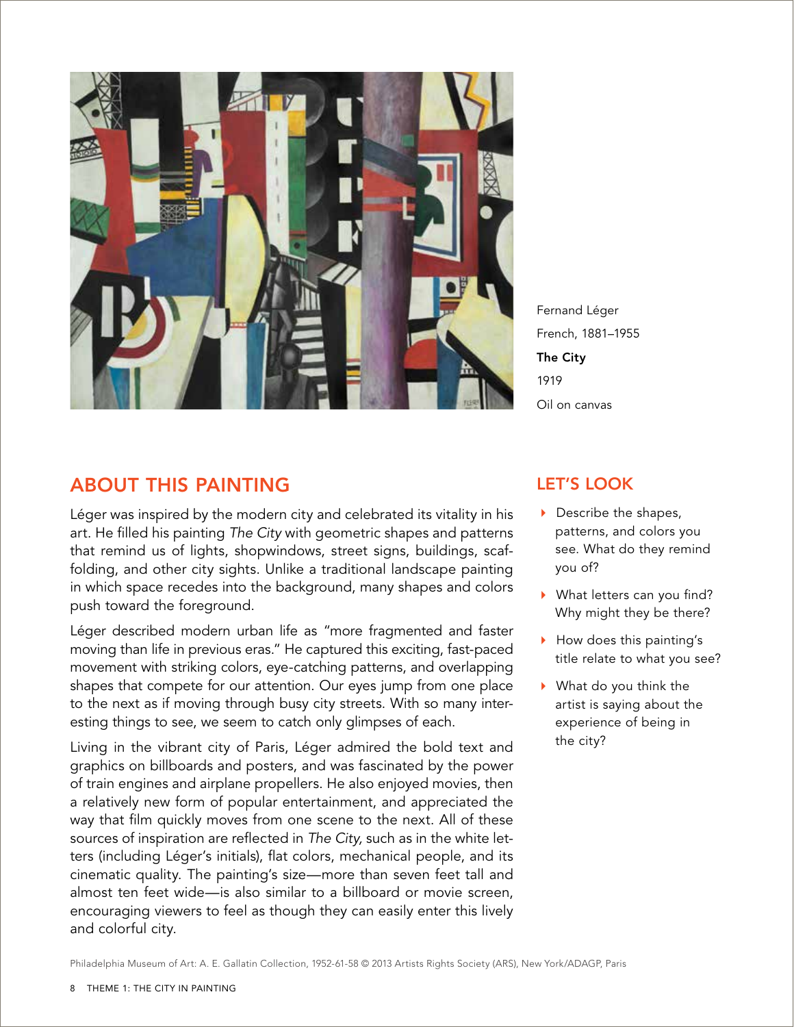Fernand Léger

French, 1881–1955

**The City**

1919

Oil on canvas

## ABOUT THIS PAINTING

Léger was inspired by the modern city and celebrated its vitality in his art. He filled his painting *The City* with geometric shapes and patterns that remind us of lights, shopwindows, street signs, buildings, scaffolding, and other city sights. Unlike a traditional landscape painting in which space recedes into the background, many shapes and colors push toward the foreground.

Léger described modern urban life as "more fragmented and faster moving than life in previous eras." He captured this exciting, fast-paced movement with striking colors, eye-catching patterns, and overlapping shapes that compete for our attention. Our eyes jump from one place to the next as if moving through busy city streets. With so many interesting things to see, we seem to catch only glimpses of each.

Living in the vibrant city of Paris, Léger admired the bold text and graphics on billboards and posters, and was fascinated by the power of train engines and airplane propellers. He also enjoyed movies, then a relatively new form of popular entertainment, and appreciated the way that film quickly moves from one scene to the next. All of these sources of inspiration are reflected in *The City,* such as in the white letters (including Léger's initials), flat colors, mechanical people, and its cinematic quality. The painting's size—more than seven feet tall and almost ten feet wide—is also similar to a billboard or movie screen, encouraging viewers to feel as though they can easily enter this lively and colorful city.

## LET'S LOOK

- Describe the shapes, patterns, and colors you see. What do they remind you of?
- What letters can you find? Why might they be there?
- How does this painting's title relate to what you see?
- What do you think the artist is saying about the experience of being in the city?

Philadelphia Museum of Art: A. E. Gallatin Collection, 1952-61-58 © 2013 Artists Rights Society (ARS), New York/ADAGP, Paris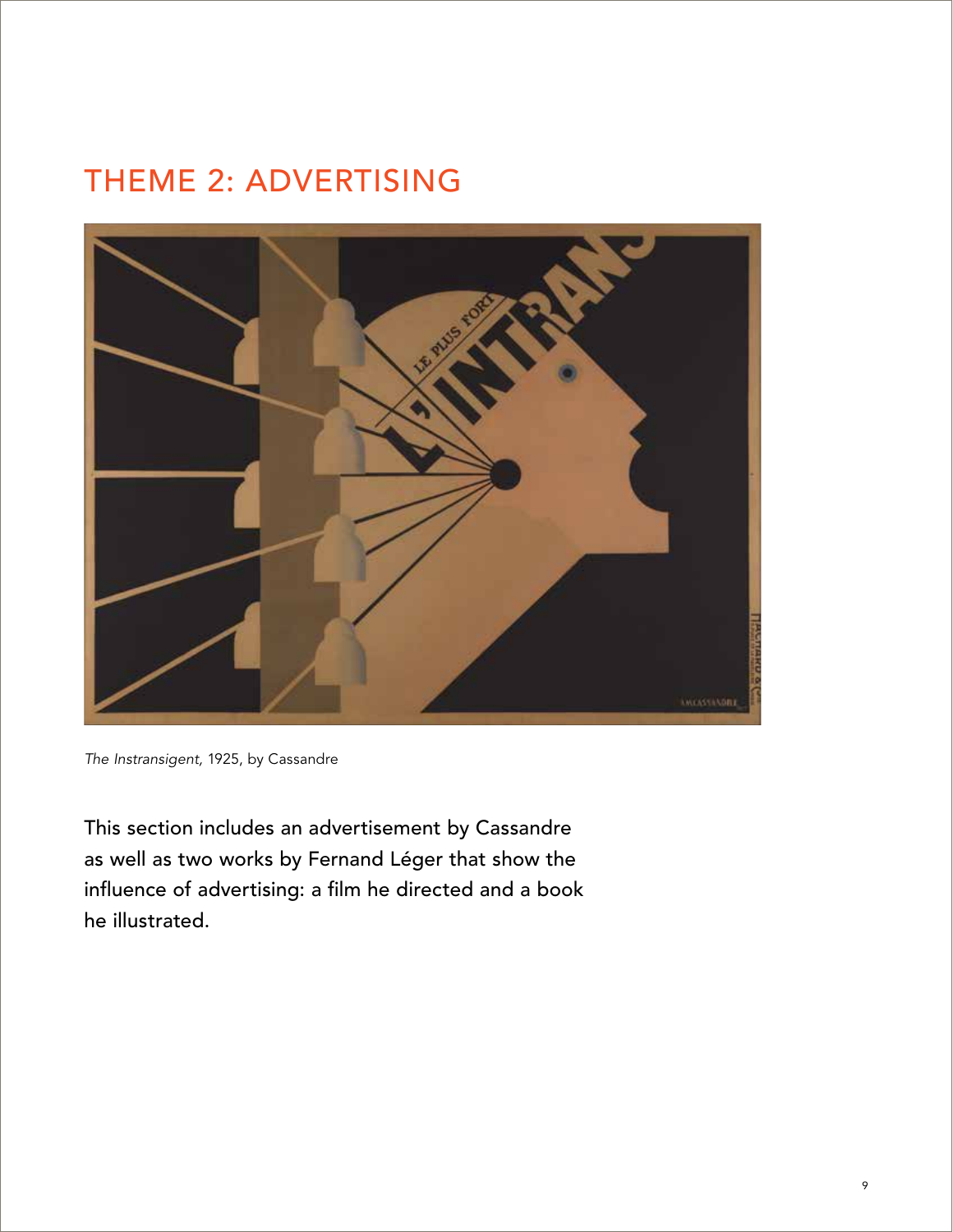# THEME 2: ADVERTISING

*The Instransigent,* 1925, by Cassandre

This section includes an advertisement by Cassandre as well as two works by Fernand Léger that show the influence of advertising: a film he directed and a book he illustrated.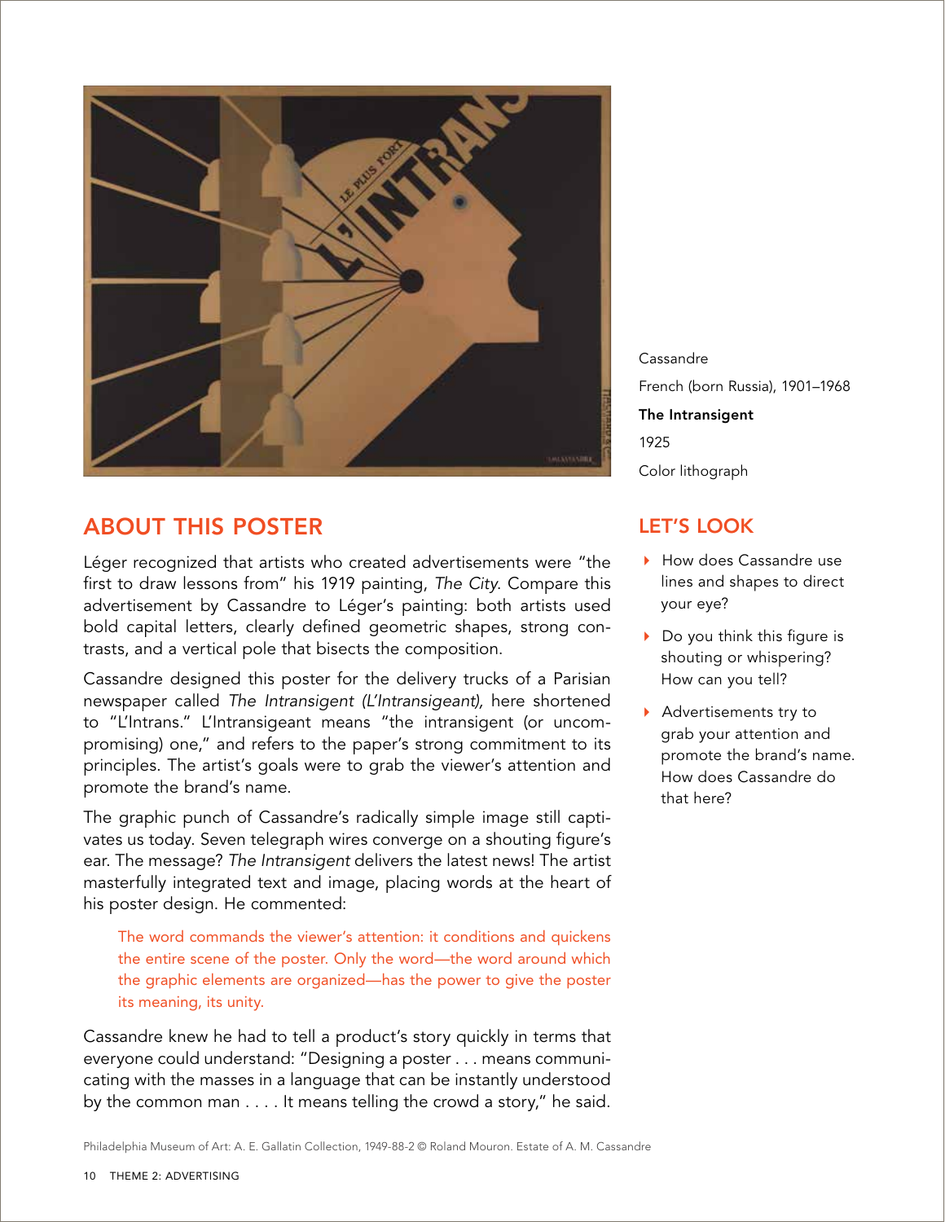Cassandre

French (born Russia), 1901–1968

**The Intransigent**

1925

Color lithograph

## ABOUT THIS POSTER

Léger recognized that artists who created advertisements were "the first to draw lessons from" his 1919 painting, *The City*. Compare this advertisement by Cassandre to Léger's painting: both artists used bold capital letters, clearly defined geometric shapes, strong contrasts, and a vertical pole that bisects the composition.

Cassandre designed this poster for the delivery trucks of a Parisian newspaper called *The Intransigent (L'Intransigeant),* here shortened to "L'Intrans." L'Intransigeant means "the intransigent (or uncompromising) one," and refers to the paper's strong commitment to its principles. The artist's goals were to grab the viewer's attention and promote the brand's name.

The graphic punch of Cassandre's radically simple image still captivates us today. Seven telegraph wires converge on a shouting figure's ear. The message? *The Intransigent* delivers the latest news! The artist masterfully integrated text and image, placing words at the heart of his poster design. He commented:

> The word commands the viewer's attention: it conditions and quickens the entire scene of the poster. Only the word—the word around which the graphic elements are organized—has the power to give the poster its meaning, its unity.

Cassandre knew he had to tell a product's story quickly in terms that everyone could understand: "Designing a poster . . . means communicating with the masses in a language that can be instantly understood by the common man . . . . It means telling the crowd a story," he said.

## LET'S LOOK

- How does Cassandre use lines and shapes to direct your eye?
- Do you think this figure is shouting or whispering? How can you tell?
- Advertisements try to grab your attention and promote the brand's name. How does Cassandre do that here?

Philadelphia Museum of Art: A. E. Gallatin Collection, 1949-88-2 © Roland Mouron. Estate of A. M. Cassandre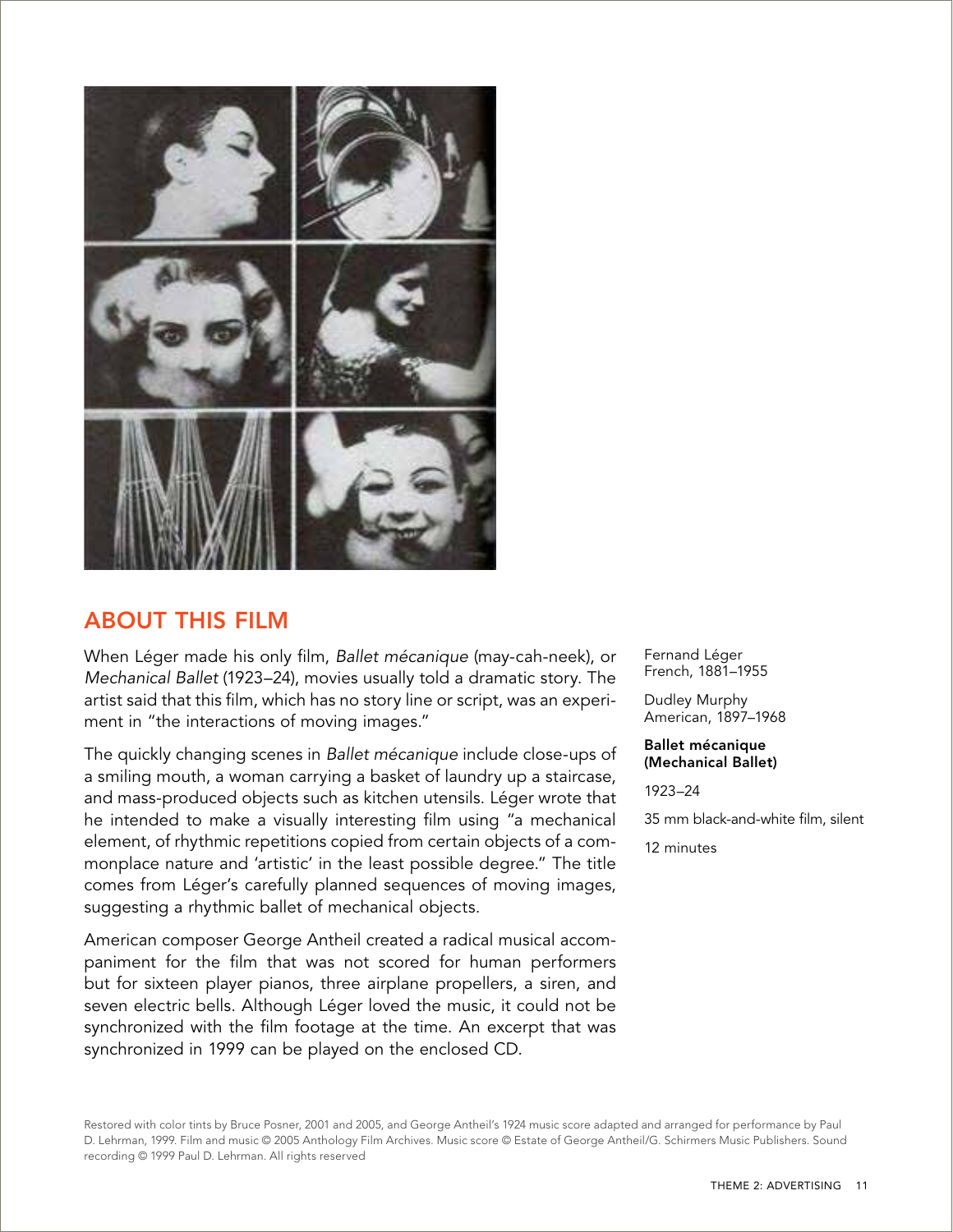## ABOUT THIS FILM

When Léger made his only film, *Ballet mécanique* (may-cah-neek), or *Mechanical Ballet* (1923–24), movies usually told a dramatic story. The artist said that this film, which has no story line or script, was an experiment in "the interactions of moving images."

The quickly changing scenes in *Ballet mécanique* include close-ups of a smiling mouth, a woman carrying a basket of laundry up a staircase, and mass-produced objects such as kitchen utensils. Léger wrote that he intended to make a visually interesting film using "a mechanical element, of rhythmic repetitions copied from certain objects of a commonplace nature and 'artistic' in the least possible degree." The title comes from Léger's carefully planned sequences of moving images, suggesting a rhythmic ballet of mechanical objects.

American composer George Antheil created a radical musical accompaniment for the film that was not scored for human performers but for sixteen player pianos, three airplane propellers, a siren, and seven electric bells. Although Léger loved the music, it could not be synchronized with the film footage at the time. An excerpt that was synchronized in 1999 can be played on the enclosed CD.

Fernand Léger
French, 1881–1955

Dudley Murphy
American, 1897–1968

**Ballet mécanique (Mechanical Ballet)**

1923–24

35 mm black-and-white film, silent

12 minutes

Restored with color tints by Bruce Posner, 2001 and 2005, and George Antheil's 1924 music score adapted and arranged for performance by Paul D. Lehrman, 1999. Film and music © 2005 Anthology Film Archives. Music score © Estate of George Antheil/G. Schirmers Music Publishers. Sound recording © 1999 Paul D. Lehrman. All rights reserved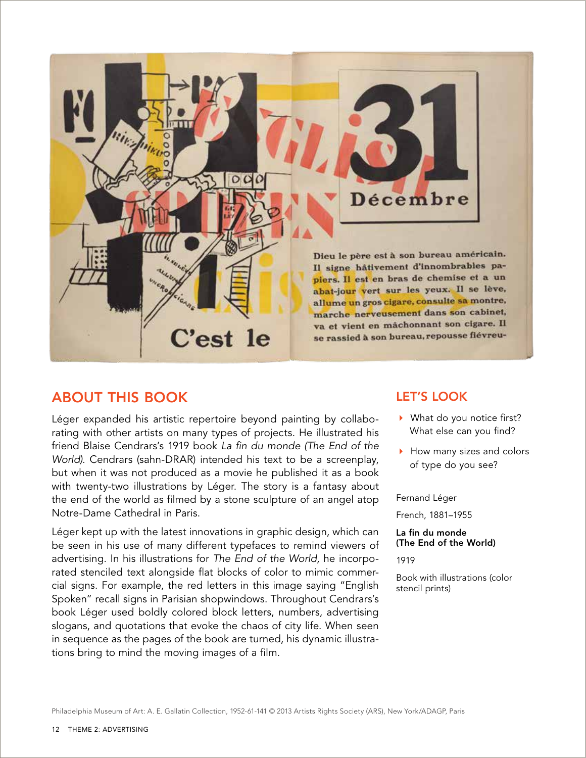## ABOUT THIS BOOK

Léger expanded his artistic repertoire beyond painting by collaborating with other artists on many types of projects. He illustrated his friend Blaise Cendrars's 1919 book *La fin du monde (The End of the World)*. Cendrars (sahn-DRAR) intended his text to be a screenplay, but when it was not produced as a movie he published it as a book with twenty-two illustrations by Léger. The story is a fantasy about the end of the world as filmed by a stone sculpture of an angel atop Notre-Dame Cathedral in Paris.

Léger kept up with the latest innovations in graphic design, which can be seen in his use of many different typefaces to remind viewers of advertising. In his illustrations for *The End of the World,* he incorporated stenciled text alongside flat blocks of color to mimic commercial signs. For example, the red letters in this image saying "English Spoken" recall signs in Parisian shopwindows. Throughout Cendrars's book Léger used boldly colored block letters, numbers, advertising slogans, and quotations that evoke the chaos of city life. When seen in sequence as the pages of the book are turned, his dynamic illustrations bring to mind the moving images of a film.

## LET'S LOOK

- What do you notice first? What else can you find?
- How many sizes and colors of type do you see?

Fernand Léger

French, 1881–1955

**La fin du monde (The End of the World)**

1919

Book with illustrations (color stencil prints)

Philadelphia Museum of Art: A. E. Gallatin Collection, 1952-61-141 © 2013 Artists Rights Society (ARS), New York/ADAGP, Paris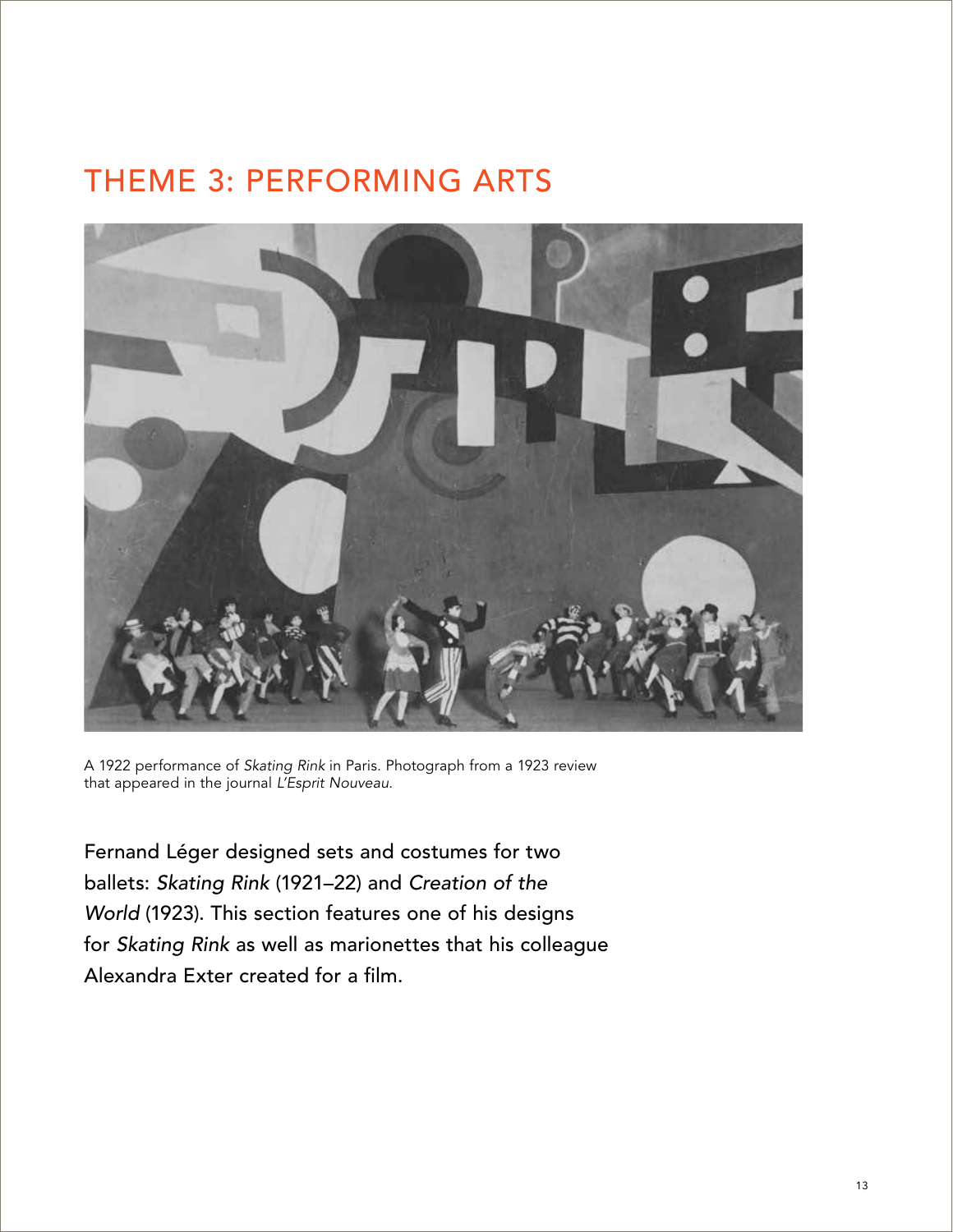# THEME 3: PERFORMING ARTS

A 1922 performance of *Skating Rink* in Paris. Photograph from a 1923 review that appeared in the journal *L'Esprit Nouveau.*

Fernand Léger designed sets and costumes for two ballets: *Skating Rink* (1921–22) and *Creation of the World* (1923). This section features one of his designs for *Skating Rink* as well as marionettes that his colleague Alexandra Exter created for a film.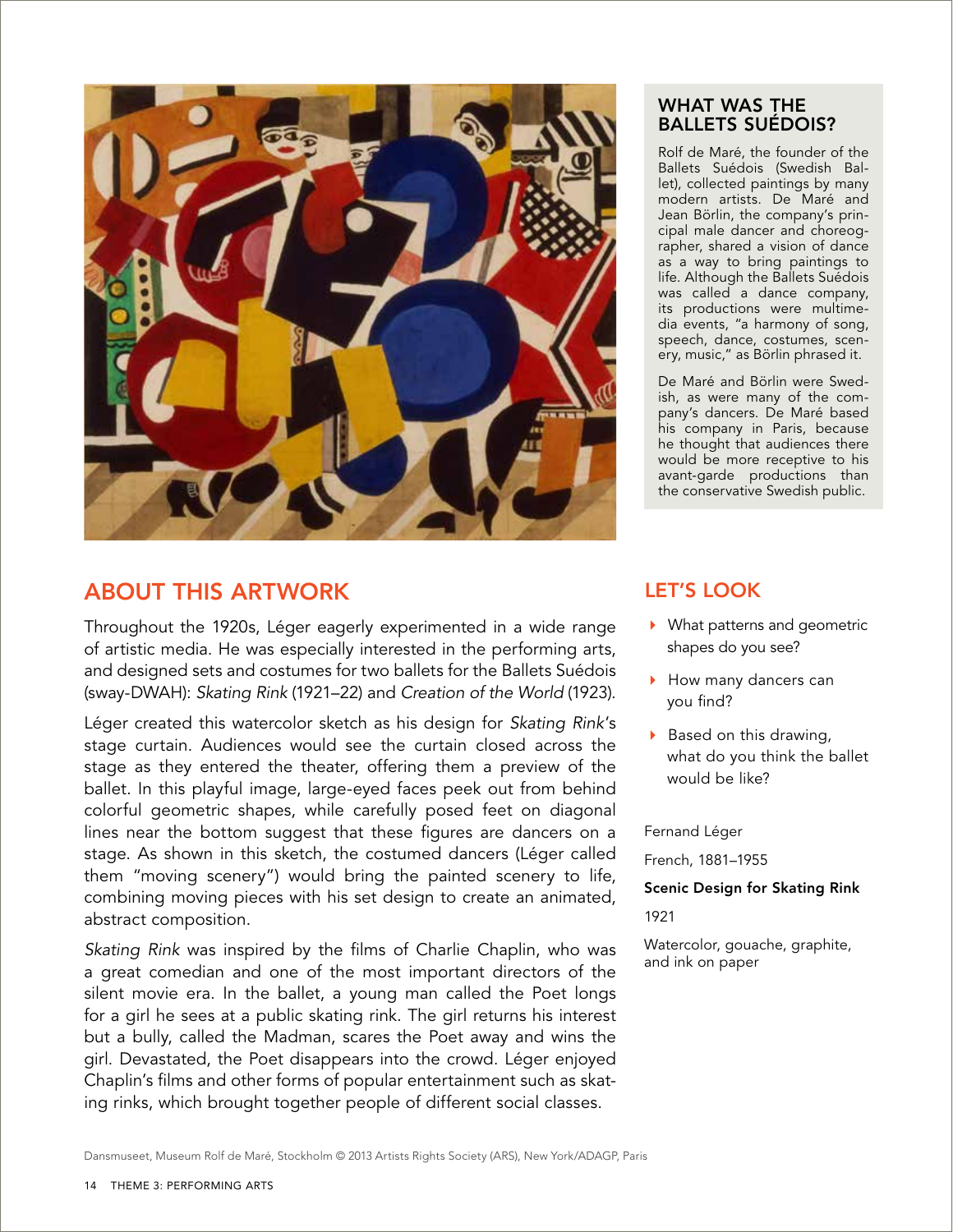## WHAT WAS THE BALLETS SUÉDOIS?

Rolf de Maré, the founder of the Ballets Suédois (Swedish Ballet), collected paintings by many modern artists. De Maré and Jean Börlin, the company's principal male dancer and choreographer, shared a vision of dance as a way to bring paintings to life. Although the Ballets Suédois was called a dance company, its productions were multimedia events, "a harmony of song, speech, dance, costumes, scenery, music," as Börlin phrased it.

De Maré and Börlin were Swedish, as were many of the company's dancers. De Maré based his company in Paris, because he thought that audiences there would be more receptive to his avant-garde productions than the conservative Swedish public.

## ABOUT THIS ARTWORK

Throughout the 1920s, Léger eagerly experimented in a wide range of artistic media. He was especially interested in the performing arts, and designed sets and costumes for two ballets for the Ballets Suédois (sway-DWAH): *Skating Rink* (1921–22) and *Creation of the World* (1923).

Léger created this watercolor sketch as his design for *Skating Rink*'s stage curtain. Audiences would see the curtain closed across the stage as they entered the theater, offering them a preview of the ballet. In this playful image, large-eyed faces peek out from behind colorful geometric shapes, while carefully posed feet on diagonal lines near the bottom suggest that these figures are dancers on a stage. As shown in this sketch, the costumed dancers (Léger called them "moving scenery") would bring the painted scenery to life, combining moving pieces with his set design to create an animated, abstract composition.

*Skating Rink* was inspired by the films of Charlie Chaplin, who was a great comedian and one of the most important directors of the silent movie era. In the ballet, a young man called the Poet longs for a girl he sees at a public skating rink. The girl returns his interest but a bully, called the Madman, scares the Poet away and wins the girl. Devastated, the Poet disappears into the crowd. Léger enjoyed Chaplin's films and other forms of popular entertainment such as skating rinks, which brought together people of different social classes.

## LET'S LOOK

- What patterns and geometric shapes do you see?
- How many dancers can you find?
- Based on this drawing, what do you think the ballet would be like?

Fernand Léger

French, 1881–1955

**Scenic Design for Skating Rink**

1921

Watercolor, gouache, graphite, and ink on paper

Dansmuseet, Museum Rolf de Maré, Stockholm © 2013 Artists Rights Society (ARS), New York/ADAGP, Paris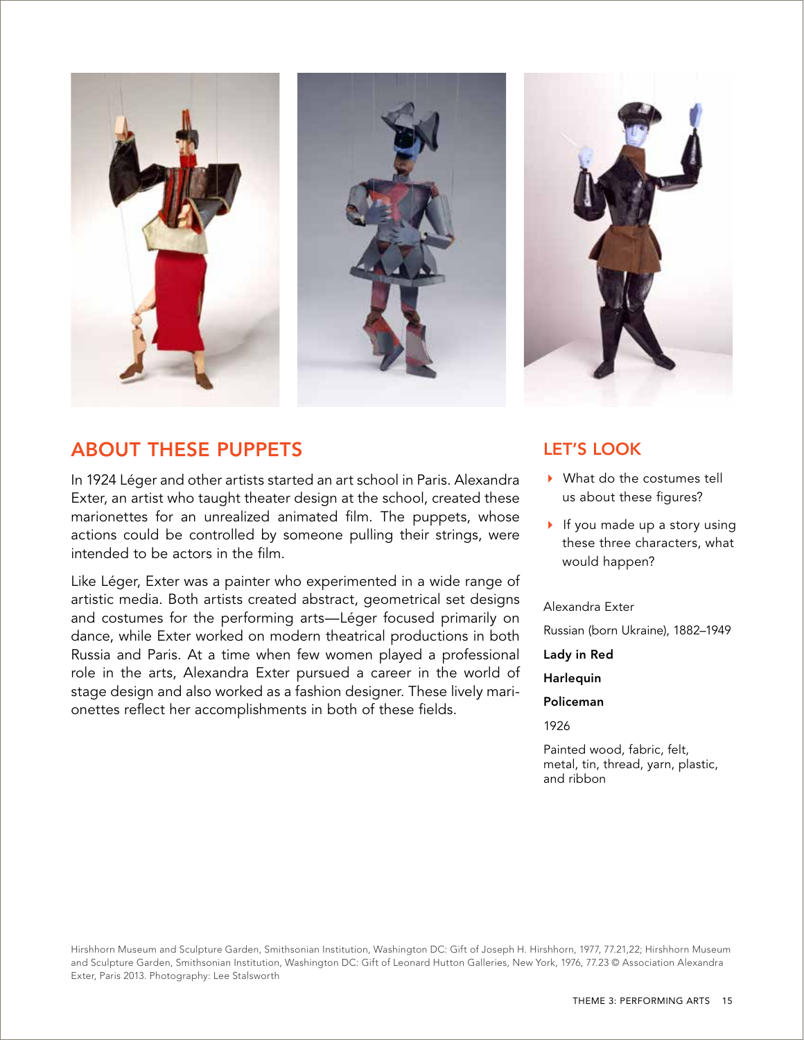## ABOUT THESE PUPPETS

In 1924 Léger and other artists started an art school in Paris. Alexandra Exter, an artist who taught theater design at the school, created these marionettes for an unrealized animated film. The puppets, whose actions could be controlled by someone pulling their strings, were intended to be actors in the film.

Like Léger, Exter was a painter who experimented in a wide range of artistic media. Both artists created abstract, geometrical set designs and costumes for the performing arts—Léger focused primarily on dance, while Exter worked on modern theatrical productions in both Russia and Paris. At a time when few women played a professional role in the arts, Alexandra Exter pursued a career in the world of stage design and also worked as a fashion designer. These lively marionettes reflect her accomplishments in both of these fields.

## LET'S LOOK

- What do the costumes tell us about these figures?
- If you made up a story using these three characters, what would happen?

Alexandra Exter

Russian (born Ukraine), 1882–1949

**Lady in Red**

**Harlequin**

**Policeman**

1926

Painted wood, fabric, felt, metal, tin, thread, yarn, plastic, and ribbon

Hirshhorn Museum and Sculpture Garden, Smithsonian Institution, Washington DC: Gift of Joseph H. Hirshhorn, 1977, 77.21,22; Hirshhorn Museum and Sculpture Garden, Smithsonian Institution, Washington DC: Gift of Leonard Hutton Galleries, New York, 1976, 77.23 © Association Alexandra Exter, Paris 2013. Photography: Lee Stalsworth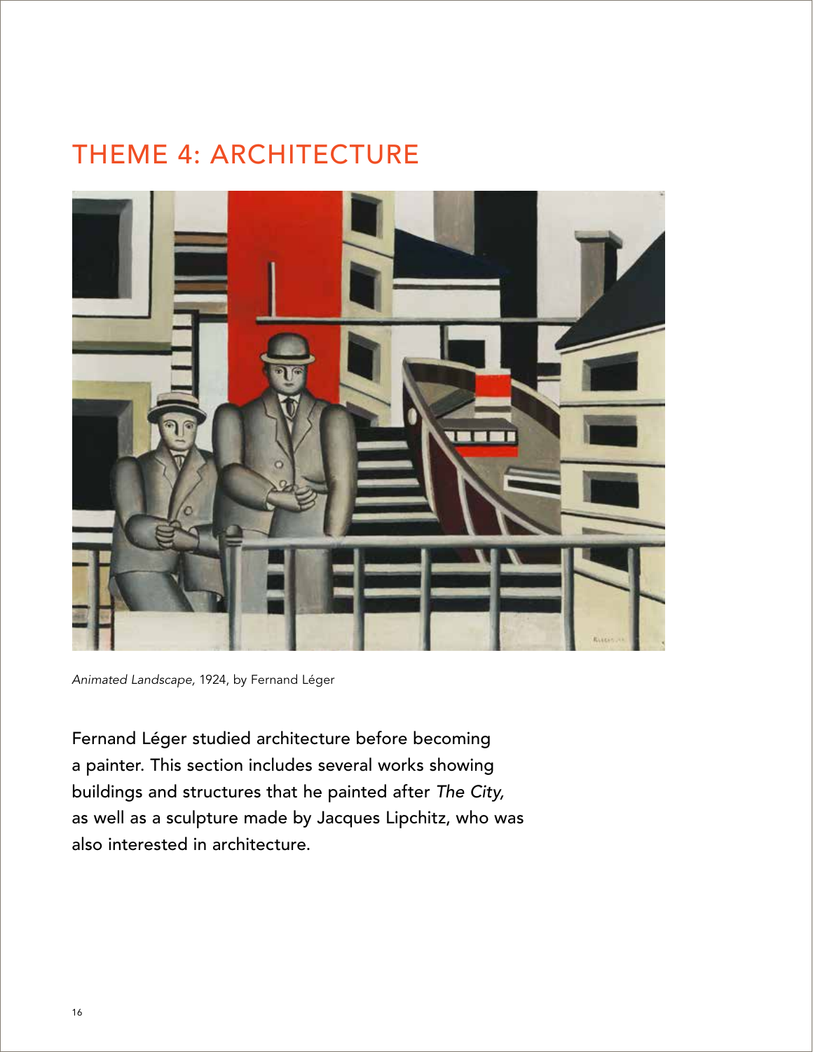# THEME 4: ARCHITECTURE

*Animated Landscape*, 1924, by Fernand Léger

Fernand Léger studied architecture before becoming a painter. This section includes several works showing buildings and structures that he painted after *The City,* as well as a sculpture made by Jacques Lipchitz, who was also interested in architecture.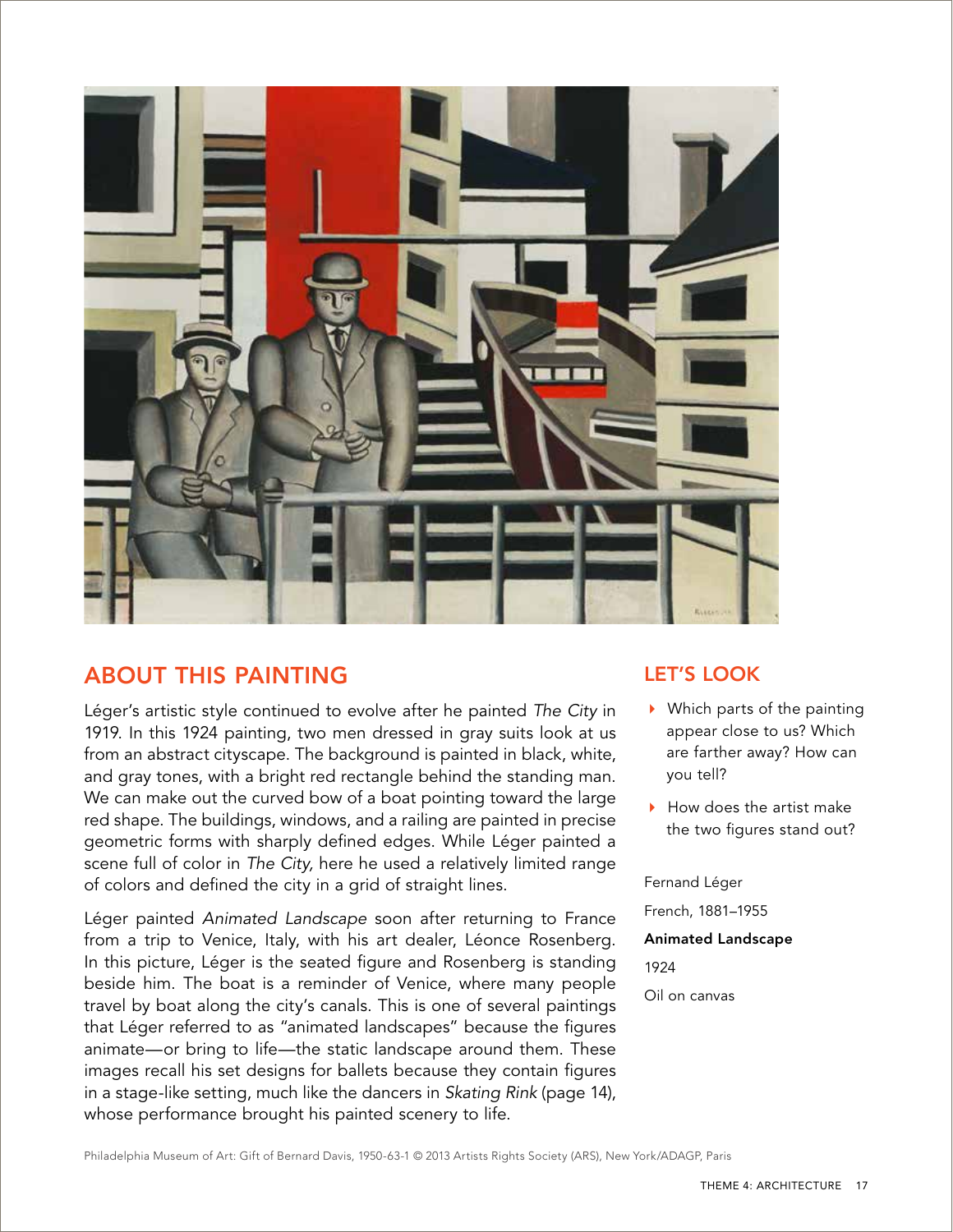## ABOUT THIS PAINTING

Léger's artistic style continued to evolve after he painted *The City* in 1919. In this 1924 painting, two men dressed in gray suits look at us from an abstract cityscape. The background is painted in black, white, and gray tones, with a bright red rectangle behind the standing man. We can make out the curved bow of a boat pointing toward the large red shape. The buildings, windows, and a railing are painted in precise geometric forms with sharply defined edges. While Léger painted a scene full of color in *The City,* here he used a relatively limited range of colors and defined the city in a grid of straight lines.

Léger painted *Animated Landscape* soon after returning to France from a trip to Venice, Italy, with his art dealer, Léonce Rosenberg. In this picture, Léger is the seated figure and Rosenberg is standing beside him. The boat is a reminder of Venice, where many people travel by boat along the city's canals. This is one of several paintings that Léger referred to as "animated landscapes" because the figures animate—or bring to life—the static landscape around them. These images recall his set designs for ballets because they contain figures in a stage-like setting, much like the dancers in *Skating Rink* (page 14), whose performance brought his painted scenery to life.

## LET'S LOOK

- Which parts of the painting appear close to us? Which are farther away? How can you tell?
- How does the artist make the two figures stand out?

Fernand Léger

French, 1881–1955

**Animated Landscape**

1924

Oil on canvas

Philadelphia Museum of Art: Gift of Bernard Davis, 1950-63-1 © 2013 Artists Rights Society (ARS), New York/ADAGP, Paris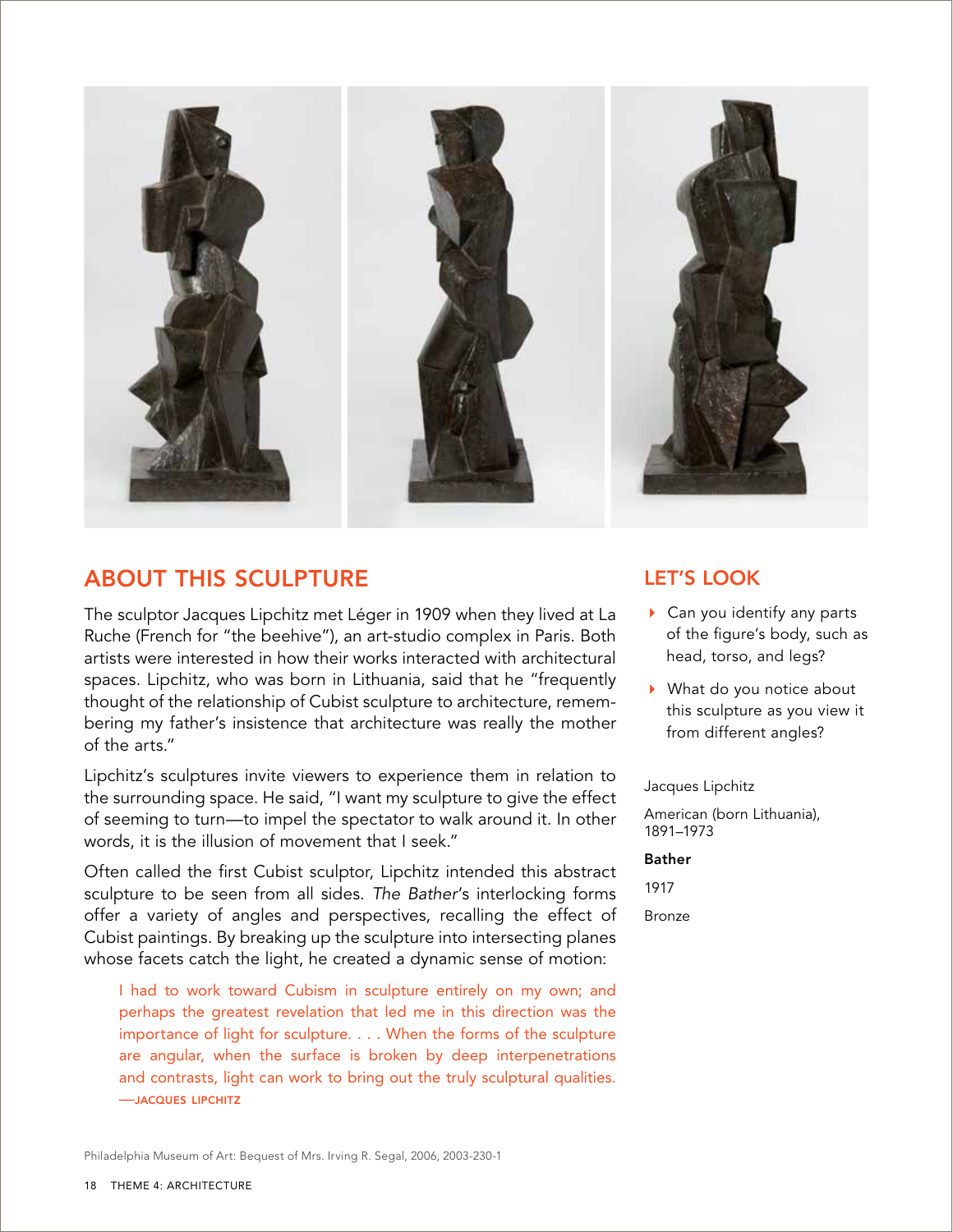## ABOUT THIS SCULPTURE

The sculptor Jacques Lipchitz met Léger in 1909 when they lived at La Ruche (French for "the beehive"), an art-studio complex in Paris. Both artists were interested in how their works interacted with architectural spaces. Lipchitz, who was born in Lithuania, said that he "frequently thought of the relationship of Cubist sculpture to architecture, remembering my father's insistence that architecture was really the mother of the arts."

Lipchitz's sculptures invite viewers to experience them in relation to the surrounding space. He said, "I want my sculpture to give the effect of seeming to turn—to impel the spectator to walk around it. In other words, it is the illusion of movement that I seek."

Often called the first Cubist sculptor, Lipchitz intended this abstract sculpture to be seen from all sides. *The Bather*'s interlocking forms offer a variety of angles and perspectives, recalling the effect of Cubist paintings. By breaking up the sculpture into intersecting planes whose facets catch the light, he created a dynamic sense of motion:

> I had to work toward Cubism in sculpture entirely on my own; and perhaps the greatest revelation that led me in this direction was the importance of light for sculpture. . . . When the forms of the sculpture are angular, when the surface is broken by deep interpenetrations and contrasts, light can work to bring out the truly sculptural qualities.
> —JACQUES LIPCHITZ

## LET'S LOOK

- Can you identify any parts of the figure's body, such as head, torso, and legs?
- What do you notice about this sculpture as you view it from different angles?

Jacques Lipchitz

American (born Lithuania), 1891–1973

**Bather**

1917

Bronze

Philadelphia Museum of Art: Bequest of Mrs. Irving R. Segal, 2006, 2003-230-1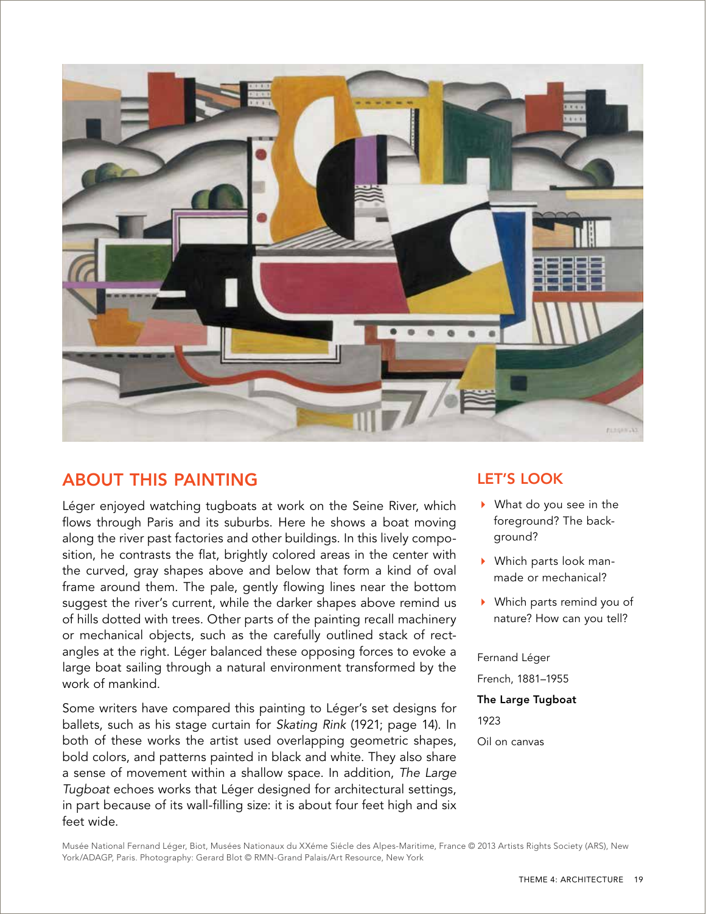## ABOUT THIS PAINTING

Léger enjoyed watching tugboats at work on the Seine River, which flows through Paris and its suburbs. Here he shows a boat moving along the river past factories and other buildings. In this lively composition, he contrasts the flat, brightly colored areas in the center with the curved, gray shapes above and below that form a kind of oval frame around them. The pale, gently flowing lines near the bottom suggest the river's current, while the darker shapes above remind us of hills dotted with trees. Other parts of the painting recall machinery or mechanical objects, such as the carefully outlined stack of rectangles at the right. Léger balanced these opposing forces to evoke a large boat sailing through a natural environment transformed by the work of mankind.

Some writers have compared this painting to Léger's set designs for ballets, such as his stage curtain for *Skating Rink* (1921; page 14). In both of these works the artist used overlapping geometric shapes, bold colors, and patterns painted in black and white. They also share a sense of movement within a shallow space. In addition, *The Large Tugboat* echoes works that Léger designed for architectural settings, in part because of its wall-filling size: it is about four feet high and six feet wide.

## LET'S LOOK

- What do you see in the foreground? The background?
- Which parts look man-made or mechanical?
- Which parts remind you of nature? How can you tell?

Fernand Léger

French, 1881–1955

**The Large Tugboat**

1923

Oil on canvas

Musée National Fernand Léger, Biot, Musées Nationaux du XXéme Siécle des Alpes-Maritime, France © 2013 Artists Rights Society (ARS), New York/ADAGP, Paris. Photography: Gerard Blot © RMN-Grand Palais/Art Resource, New York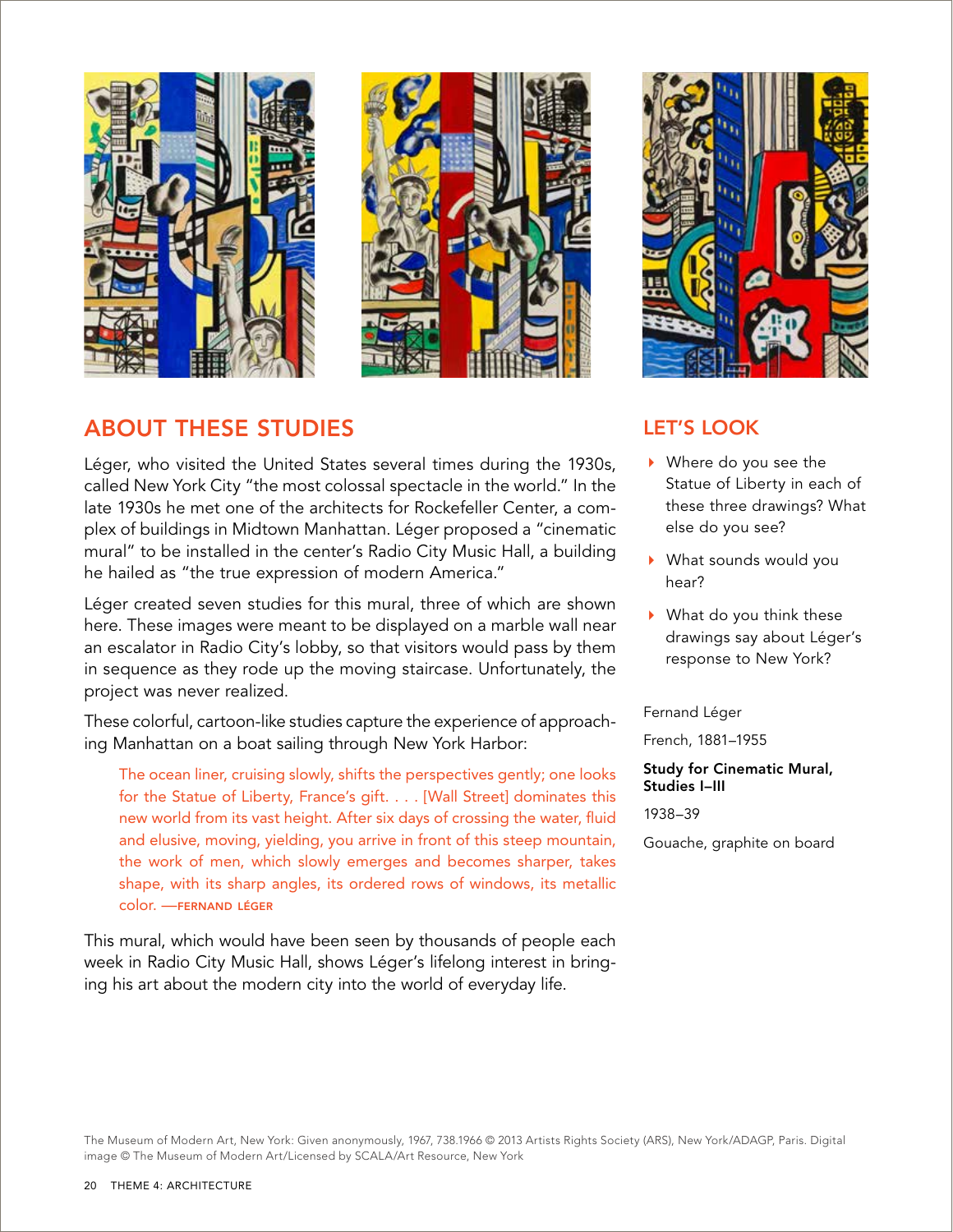## ABOUT THESE STUDIES

Léger, who visited the United States several times during the 1930s, called New York City "the most colossal spectacle in the world." In the late 1930s he met one of the architects for Rockefeller Center, a complex of buildings in Midtown Manhattan. Léger proposed a "cinematic mural" to be installed in the center's Radio City Music Hall, a building he hailed as "the true expression of modern America."

Léger created seven studies for this mural, three of which are shown here. These images were meant to be displayed on a marble wall near an escalator in Radio City's lobby, so that visitors would pass by them in sequence as they rode up the moving staircase. Unfortunately, the project was never realized.

These colorful, cartoon-like studies capture the experience of approaching Manhattan on a boat sailing through New York Harbor:

> The ocean liner, cruising slowly, shifts the perspectives gently; one looks for the Statue of Liberty, France's gift. . . . [Wall Street] dominates this new world from its vast height. After six days of crossing the water, fluid and elusive, moving, yielding, you arrive in front of this steep mountain, the work of men, which slowly emerges and becomes sharper, takes shape, with its sharp angles, its ordered rows of windows, its metallic color. —FERNAND LÉGER

This mural, which would have been seen by thousands of people each week in Radio City Music Hall, shows Léger's lifelong interest in bringing his art about the modern city into the world of everyday life.

## LET'S LOOK

- Where do you see the Statue of Liberty in each of these three drawings? What else do you see?
- What sounds would you hear?
- What do you think these drawings say about Léger's response to New York?

Fernand Léger

French, 1881–1955

**Study for Cinematic Mural, Studies I–III**

1938–39

Gouache, graphite on board

The Museum of Modern Art, New York: Given anonymously, 1967, 738.1966 © 2013 Artists Rights Society (ARS), New York/ADAGP, Paris. Digital image © The Museum of Modern Art/Licensed by SCALA/Art Resource, New York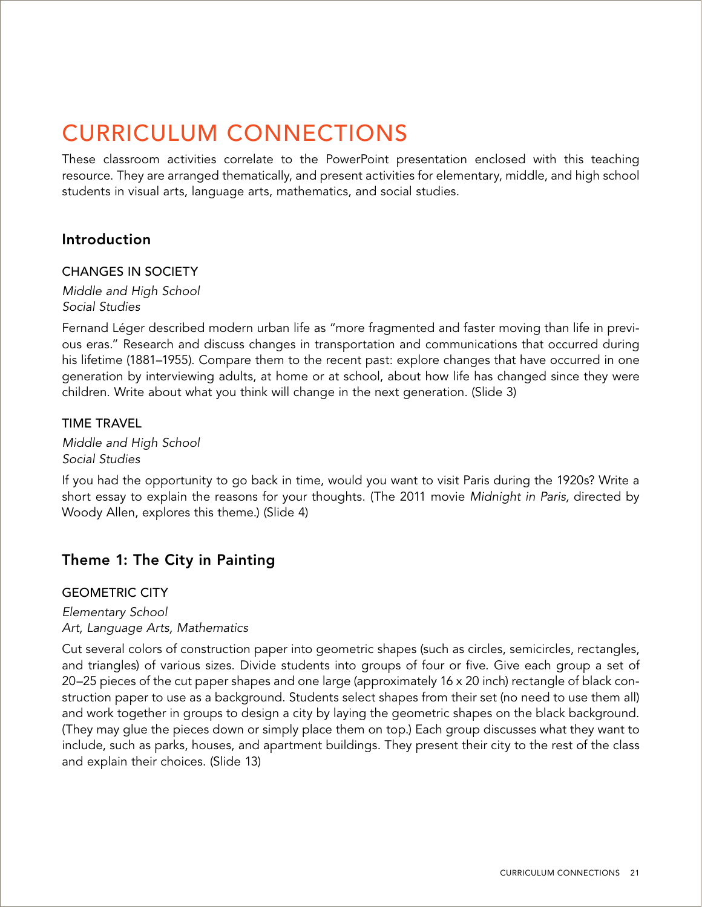# CURRICULUM CONNECTIONS

These classroom activities correlate to the PowerPoint presentation enclosed with this teaching resource. They are arranged thematically, and present activities for elementary, middle, and high school students in visual arts, language arts, mathematics, and social studies.

## Introduction

### CHANGES IN SOCIETY

*Middle and High School*
*Social Studies*

Fernand Léger described modern urban life as "more fragmented and faster moving than life in previous eras." Research and discuss changes in transportation and communications that occurred during his lifetime (1881–1955). Compare them to the recent past: explore changes that have occurred in one generation by interviewing adults, at home or at school, about how life has changed since they were children. Write about what you think will change in the next generation. (Slide 3)

### TIME TRAVEL

*Middle and High School*
*Social Studies*

If you had the opportunity to go back in time, would you want to visit Paris during the 1920s? Write a short essay to explain the reasons for your thoughts. (The 2011 movie *Midnight in Paris*, directed by Woody Allen, explores this theme.) (Slide 4)

## Theme 1: The City in Painting

### GEOMETRIC CITY

*Elementary School*
*Art, Language Arts, Mathematics*

Cut several colors of construction paper into geometric shapes (such as circles, semicircles, rectangles, and triangles) of various sizes. Divide students into groups of four or five. Give each group a set of 20–25 pieces of the cut paper shapes and one large (approximately 16 x 20 inch) rectangle of black construction paper to use as a background. Students select shapes from their set (no need to use them all) and work together in groups to design a city by laying the geometric shapes on the black background. (They may glue the pieces down or simply place them on top.) Each group discusses what they want to include, such as parks, houses, and apartment buildings. They present their city to the rest of the class and explain their choices. (Slide 13)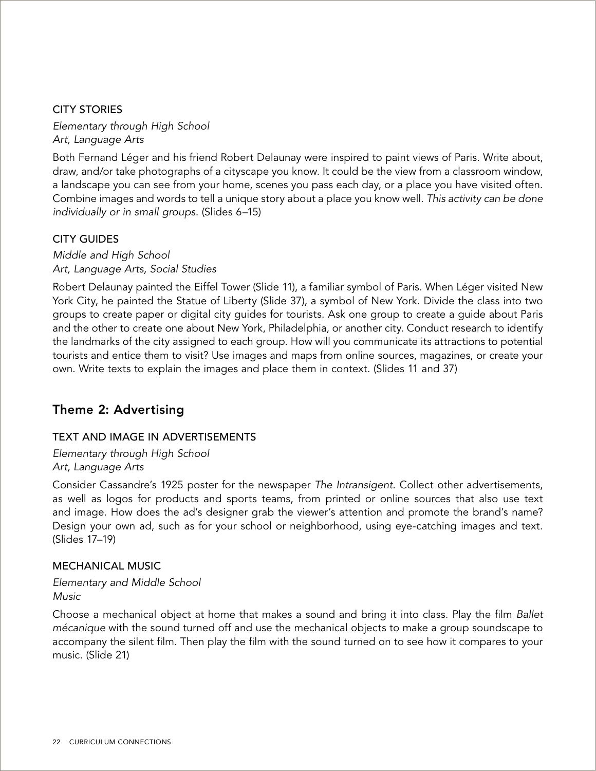### CITY STORIES

*Elementary through High School*
*Art, Language Arts*

Both Fernand Léger and his friend Robert Delaunay were inspired to paint views of Paris. Write about, draw, and/or take photographs of a cityscape you know. It could be the view from a classroom window, a landscape you can see from your home, scenes you pass each day, or a place you have visited often. Combine images and words to tell a unique story about a place you know well. *This activity can be done individually or in small groups.* (Slides 6–15)

### CITY GUIDES

*Middle and High School*
*Art, Language Arts, Social Studies*

Robert Delaunay painted the Eiffel Tower (Slide 11), a familiar symbol of Paris. When Léger visited New York City, he painted the Statue of Liberty (Slide 37), a symbol of New York. Divide the class into two groups to create paper or digital city guides for tourists. Ask one group to create a guide about Paris and the other to create one about New York, Philadelphia, or another city. Conduct research to identify the landmarks of the city assigned to each group. How will you communicate its attractions to potential tourists and entice them to visit? Use images and maps from online sources, magazines, or create your own. Write texts to explain the images and place them in context. (Slides 11 and 37)

## Theme 2: Advertising

### TEXT AND IMAGE IN ADVERTISEMENTS

*Elementary through High School*
*Art, Language Arts*

Consider Cassandre's 1925 poster for the newspaper *The Intransigent*. Collect other advertisements, as well as logos for products and sports teams, from printed or online sources that also use text and image. How does the ad's designer grab the viewer's attention and promote the brand's name? Design your own ad, such as for your school or neighborhood, using eye-catching images and text. (Slides 17–19)

### MECHANICAL MUSIC

*Elementary and Middle School*
*Music*

Choose a mechanical object at home that makes a sound and bring it into class. Play the film *Ballet mécanique* with the sound turned off and use the mechanical objects to make a group soundscape to accompany the silent film. Then play the film with the sound turned on to see how it compares to your music. (Slide 21)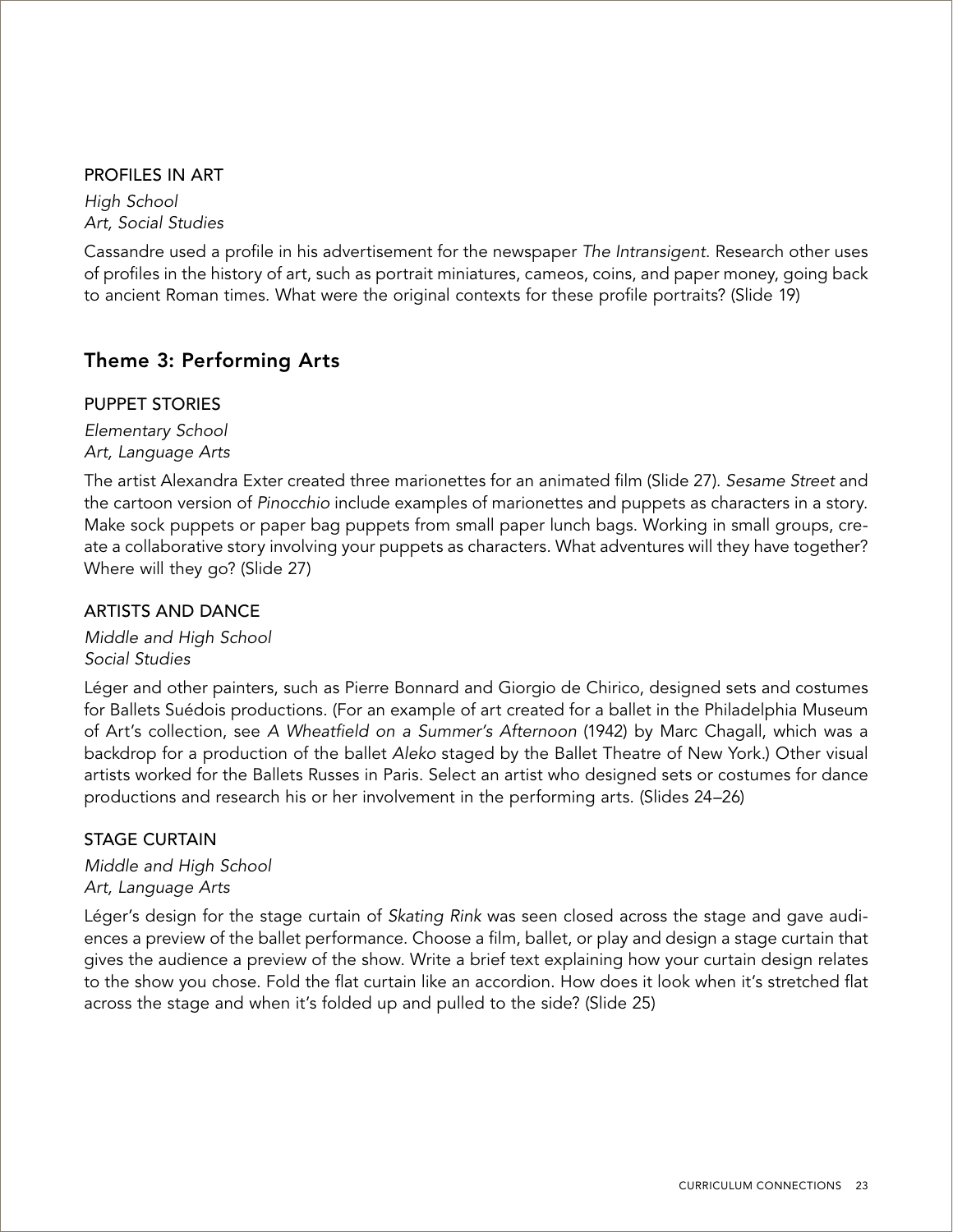### PROFILES IN ART

*High School*
*Art, Social Studies*

Cassandre used a profile in his advertisement for the newspaper *The Intransigent*. Research other uses of profiles in the history of art, such as portrait miniatures, cameos, coins, and paper money, going back to ancient Roman times. What were the original contexts for these profile portraits? (Slide 19)

## Theme 3: Performing Arts

### PUPPET STORIES

*Elementary School*
*Art, Language Arts*

The artist Alexandra Exter created three marionettes for an animated film (Slide 27). *Sesame Street* and the cartoon version of *Pinocchio* include examples of marionettes and puppets as characters in a story. Make sock puppets or paper bag puppets from small paper lunch bags. Working in small groups, create a collaborative story involving your puppets as characters. What adventures will they have together? Where will they go? (Slide 27)

### ARTISTS AND DANCE

*Middle and High School*
*Social Studies*

Léger and other painters, such as Pierre Bonnard and Giorgio de Chirico, designed sets and costumes for Ballets Suédois productions. (For an example of art created for a ballet in the Philadelphia Museum of Art's collection, see *A Wheatfield on a Summer's Afternoon* (1942) by Marc Chagall, which was a backdrop for a production of the ballet *Aleko* staged by the Ballet Theatre of New York.) Other visual artists worked for the Ballets Russes in Paris. Select an artist who designed sets or costumes for dance productions and research his or her involvement in the performing arts. (Slides 24–26)

### STAGE CURTAIN

*Middle and High School*
*Art, Language Arts*

Léger's design for the stage curtain of *Skating Rink* was seen closed across the stage and gave audiences a preview of the ballet performance. Choose a film, ballet, or play and design a stage curtain that gives the audience a preview of the show. Write a brief text explaining how your curtain design relates to the show you chose. Fold the flat curtain like an accordion. How does it look when it's stretched flat across the stage and when it's folded up and pulled to the side? (Slide 25)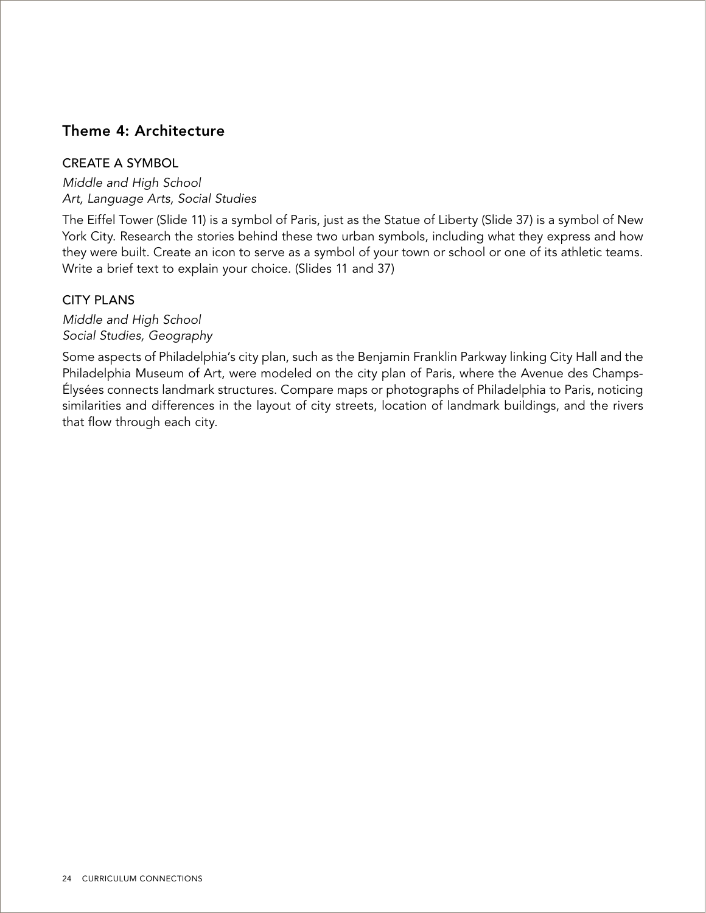## Theme 4: Architecture

### CREATE A SYMBOL

*Middle and High School*
*Art, Language Arts, Social Studies*

The Eiffel Tower (Slide 11) is a symbol of Paris, just as the Statue of Liberty (Slide 37) is a symbol of New York City. Research the stories behind these two urban symbols, including what they express and how they were built. Create an icon to serve as a symbol of your town or school or one of its athletic teams. Write a brief text to explain your choice. (Slides 11 and 37)

### CITY PLANS

*Middle and High School*
*Social Studies, Geography*

Some aspects of Philadelphia's city plan, such as the Benjamin Franklin Parkway linking City Hall and the Philadelphia Museum of Art, were modeled on the city plan of Paris, where the Avenue des Champs-Élysées connects landmark structures. Compare maps or photographs of Philadelphia to Paris, noticing similarities and differences in the layout of city streets, location of landmark buildings, and the rivers that flow through each city.